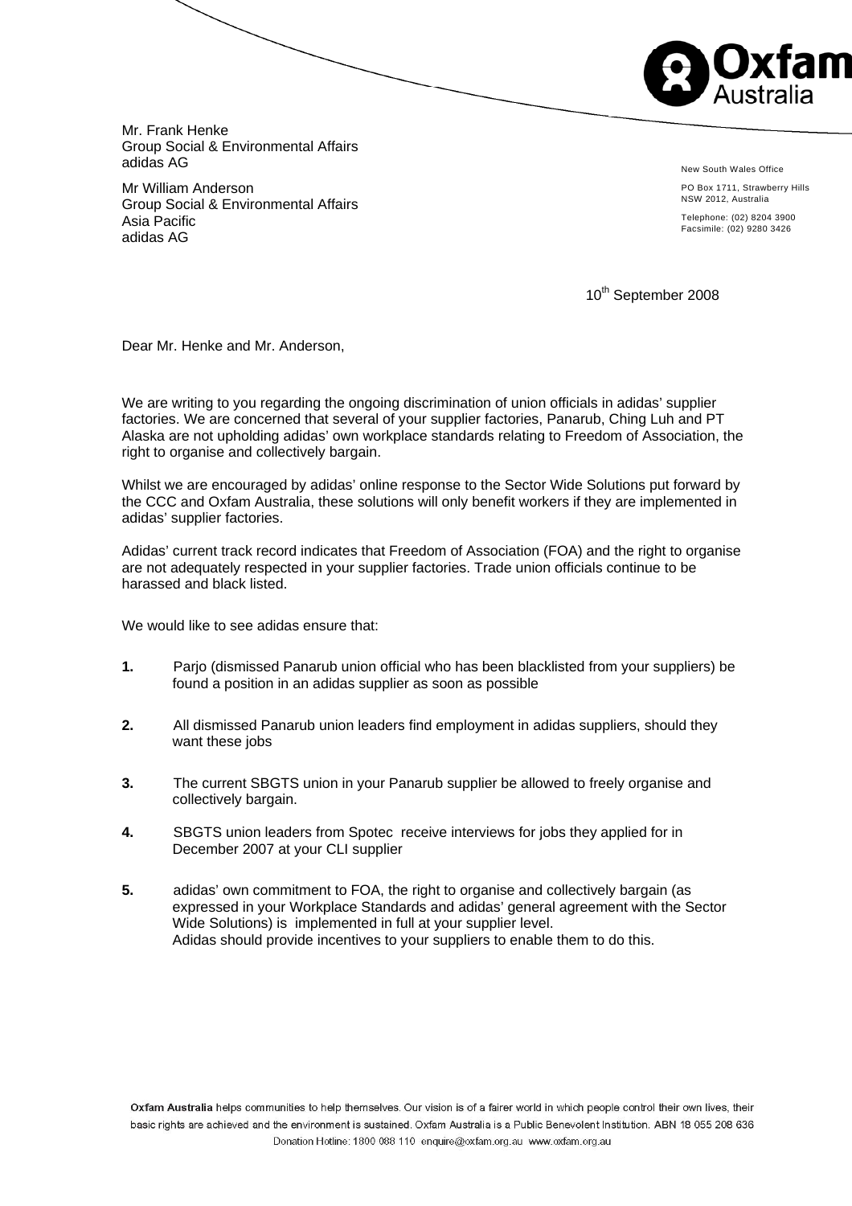Mr. Frank Henke
Group Social & Environmental Affairs
adidas AG

Mr William Anderson
Group Social & Environmental Affairs
Asia Pacific
adidas AG

New South Wales Office

PO Box 1711, Strawberry Hills
NSW 2012, Australia

Telephone: (02) 8204 3900
Facsimile: (02) 9280 3426

10th September 2008

Dear Mr. Henke and Mr. Anderson,

We are writing to you regarding the ongoing discrimination of union officials in adidas' supplier factories. We are concerned that several of your supplier factories, Panarub, Ching Luh and PT Alaska are not upholding adidas' own workplace standards relating to Freedom of Association, the right to organise and collectively bargain.

Whilst we are encouraged by adidas' online response to the Sector Wide Solutions put forward by the CCC and Oxfam Australia, these solutions will only benefit workers if they are implemented in adidas' supplier factories.

Adidas' current track record indicates that Freedom of Association (FOA) and the right to organise are not adequately respected in your supplier factories. Trade union officials continue to be harassed and black listed.

We would like to see adidas ensure that:

1. Parjo (dismissed Panarub union official who has been blacklisted from your suppliers) be found a position in an adidas supplier as soon as possible

2. All dismissed Panarub union leaders find employment in adidas suppliers, should they want these jobs

3. The current SBGTS union in your Panarub supplier be allowed to freely organise and collectively bargain.

4. SBGTS union leaders from Spotec receive interviews for jobs they applied for in December 2007 at your CLI supplier

5. adidas' own commitment to FOA, the right to organise and collectively bargain (as expressed in your Workplace Standards and adidas' general agreement with the Sector Wide Solutions) is implemented in full at your supplier level.
   Adidas should provide incentives to your suppliers to enable them to do this.

**Oxfam Australia** helps communities to help themselves. Our vision is of a fairer world in which people control their own lives, their basic rights are achieved and the environment is sustained. Oxfam Australia is a Public Benevolent Institution. ABN 18 055 208 636
Donation Hotline: 1800 088 110 enquire@oxfam.org.au www.oxfam.org.au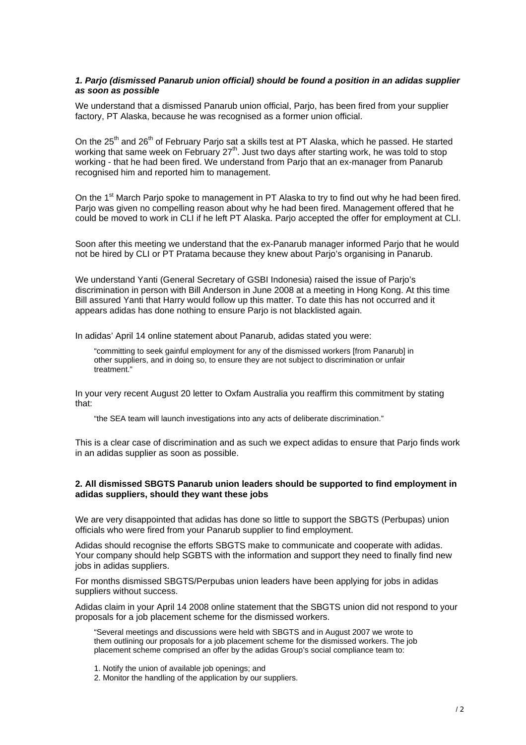***1. Parjo (dismissed Panarub union official) should be found a position in an adidas supplier as soon as possible***

We understand that a dismissed Panarub union official, Parjo, has been fired from your supplier factory, PT Alaska, because he was recognised as a former union official.

On the 25th and 26th of February Parjo sat a skills test at PT Alaska, which he passed. He started working that same week on February 27th. Just two days after starting work, he was told to stop working - that he had been fired. We understand from Parjo that an ex-manager from Panarub recognised him and reported him to management.

On the 1st March Parjo spoke to management in PT Alaska to try to find out why he had been fired. Parjo was given no compelling reason about why he had been fired. Management offered that he could be moved to work in CLI if he left PT Alaska. Parjo accepted the offer for employment at CLI.

Soon after this meeting we understand that the ex-Panarub manager informed Parjo that he would not be hired by CLI or PT Pratama because they knew about Parjo's organising in Panarub.

We understand Yanti (General Secretary of GSBI Indonesia) raised the issue of Parjo's discrimination in person with Bill Anderson in June 2008 at a meeting in Hong Kong. At this time Bill assured Yanti that Harry would follow up this matter. To date this has not occurred and it appears adidas has done nothing to ensure Parjo is not blacklisted again.

In adidas' April 14 online statement about Panarub, adidas stated you were:

> "committing to seek gainful employment for any of the dismissed workers [from Panarub] in other suppliers, and in doing so, to ensure they are not subject to discrimination or unfair treatment."

In your very recent August 20 letter to Oxfam Australia you reaffirm this commitment by stating that:

> "the SEA team will launch investigations into any acts of deliberate discrimination."

This is a clear case of discrimination and as such we expect adidas to ensure that Parjo finds work in an adidas supplier as soon as possible.

**2. All dismissed SBGTS Panarub union leaders should be supported to find employment in adidas suppliers, should they want these jobs**

We are very disappointed that adidas has done so little to support the SBGTS (Perbupas) union officials who were fired from your Panarub supplier to find employment.

Adidas should recognise the efforts SBGTS make to communicate and cooperate with adidas. Your company should help SGBTS with the information and support they need to finally find new jobs in adidas suppliers.

For months dismissed SBGTS/Perpubas union leaders have been applying for jobs in adidas suppliers without success.

Adidas claim in your April 14 2008 online statement that the SBGTS union did not respond to your proposals for a job placement scheme for the dismissed workers.

> "Several meetings and discussions were held with SBGTS and in August 2007 we wrote to them outlining our proposals for a job placement scheme for the dismissed workers. The job placement scheme comprised an offer by the adidas Group's social compliance team to:
>
> 1. Notify the union of available job openings; and
> 2. Monitor the handling of the application by our suppliers.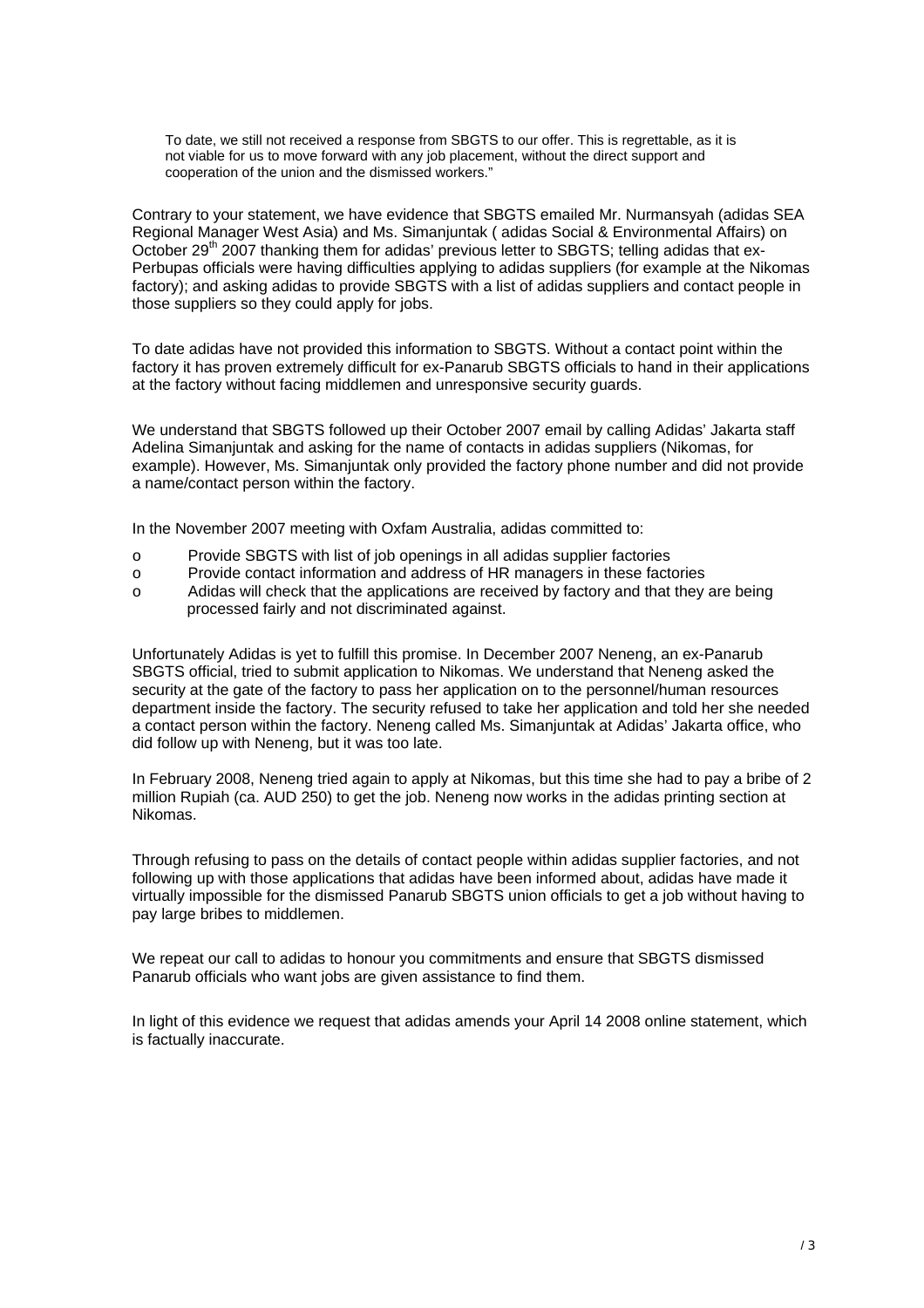> To date, we still not received a response from SBGTS to our offer. This is regrettable, as it is not viable for us to move forward with any job placement, without the direct support and cooperation of the union and the dismissed workers."

Contrary to your statement, we have evidence that SBGTS emailed Mr. Nurmansyah (adidas SEA Regional Manager West Asia) and Ms. Simanjuntak ( adidas Social & Environmental Affairs) on October 29th 2007 thanking them for adidas' previous letter to SBGTS; telling adidas that ex-Perbupas officials were having difficulties applying to adidas suppliers (for example at the Nikomas factory); and asking adidas to provide SBGTS with a list of adidas suppliers and contact people in those suppliers so they could apply for jobs.

To date adidas have not provided this information to SBGTS. Without a contact point within the factory it has proven extremely difficult for ex-Panarub SBGTS officials to hand in their applications at the factory without facing middlemen and unresponsive security guards.

We understand that SBGTS followed up their October 2007 email by calling Adidas' Jakarta staff Adelina Simanjuntak and asking for the name of contacts in adidas suppliers (Nikomas, for example). However, Ms. Simanjuntak only provided the factory phone number and did not provide a name/contact person within the factory.

In the November 2007 meeting with Oxfam Australia, adidas committed to:

- Provide SBGTS with list of job openings in all adidas supplier factories
- Provide contact information and address of HR managers in these factories
- Adidas will check that the applications are received by factory and that they are being processed fairly and not discriminated against.

Unfortunately Adidas is yet to fulfill this promise. In December 2007 Neneng, an ex-Panarub SBGTS official, tried to submit application to Nikomas. We understand that Neneng asked the security at the gate of the factory to pass her application on to the personnel/human resources department inside the factory. The security refused to take her application and told her she needed a contact person within the factory. Neneng called Ms. Simanjuntak at Adidas' Jakarta office, who did follow up with Neneng, but it was too late.

In February 2008, Neneng tried again to apply at Nikomas, but this time she had to pay a bribe of 2 million Rupiah (ca. AUD 250) to get the job. Neneng now works in the adidas printing section at Nikomas.

Through refusing to pass on the details of contact people within adidas supplier factories, and not following up with those applications that adidas have been informed about, adidas have made it virtually impossible for the dismissed Panarub SBGTS union officials to get a job without having to pay large bribes to middlemen.

We repeat our call to adidas to honour you commitments and ensure that SBGTS dismissed Panarub officials who want jobs are given assistance to find them.

In light of this evidence we request that adidas amends your April 14 2008 online statement, which is factually inaccurate.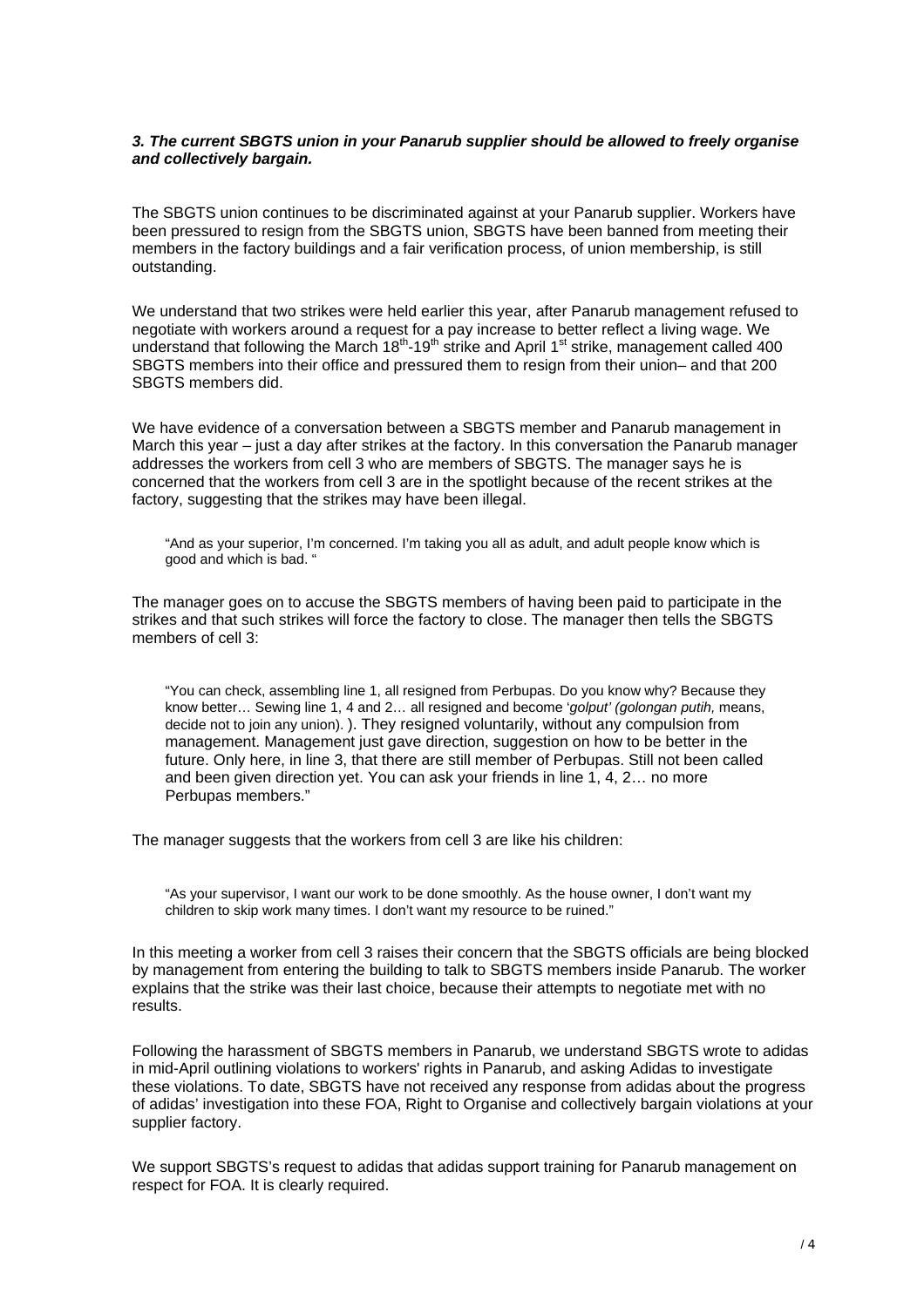***3. The current SBGTS union in your Panarub supplier should be allowed to freely organise and collectively bargain.***

The SBGTS union continues to be discriminated against at your Panarub supplier. Workers have been pressured to resign from the SBGTS union, SBGTS have been banned from meeting their members in the factory buildings and a fair verification process, of union membership, is still outstanding.

We understand that two strikes were held earlier this year, after Panarub management refused to negotiate with workers around a request for a pay increase to better reflect a living wage. We understand that following the March 18th-19th strike and April 1st strike, management called 400 SBGTS members into their office and pressured them to resign from their union– and that 200 SBGTS members did.

We have evidence of a conversation between a SBGTS member and Panarub management in March this year – just a day after strikes at the factory. In this conversation the Panarub manager addresses the workers from cell 3 who are members of SBGTS. The manager says he is concerned that the workers from cell 3 are in the spotlight because of the recent strikes at the factory, suggesting that the strikes may have been illegal.

> "And as your superior, I'm concerned. I'm taking you all as adult, and adult people know which is good and which is bad. "

The manager goes on to accuse the SBGTS members of having been paid to participate in the strikes and that such strikes will force the factory to close. The manager then tells the SBGTS members of cell 3:

> "You can check, assembling line 1, all resigned from Perbupas. Do you know why? Because they know better… Sewing line 1, 4 and 2… all resigned and become '*golput' (golongan putih,* means, decide not to join any union). ). They resigned voluntarily, without any compulsion from management. Management just gave direction, suggestion on how to be better in the future. Only here, in line 3, that there are still member of Perbupas. Still not been called and been given direction yet. You can ask your friends in line 1, 4, 2… no more Perbupas members."

The manager suggests that the workers from cell 3 are like his children:

> "As your supervisor, I want our work to be done smoothly. As the house owner, I don't want my children to skip work many times. I don't want my resource to be ruined."

In this meeting a worker from cell 3 raises their concern that the SBGTS officials are being blocked by management from entering the building to talk to SBGTS members inside Panarub. The worker explains that the strike was their last choice, because their attempts to negotiate met with no results.

Following the harassment of SBGTS members in Panarub, we understand SBGTS wrote to adidas in mid-April outlining violations to workers' rights in Panarub, and asking Adidas to investigate these violations. To date, SBGTS have not received any response from adidas about the progress of adidas' investigation into these FOA, Right to Organise and collectively bargain violations at your supplier factory.

We support SBGTS's request to adidas that adidas support training for Panarub management on respect for FOA. It is clearly required.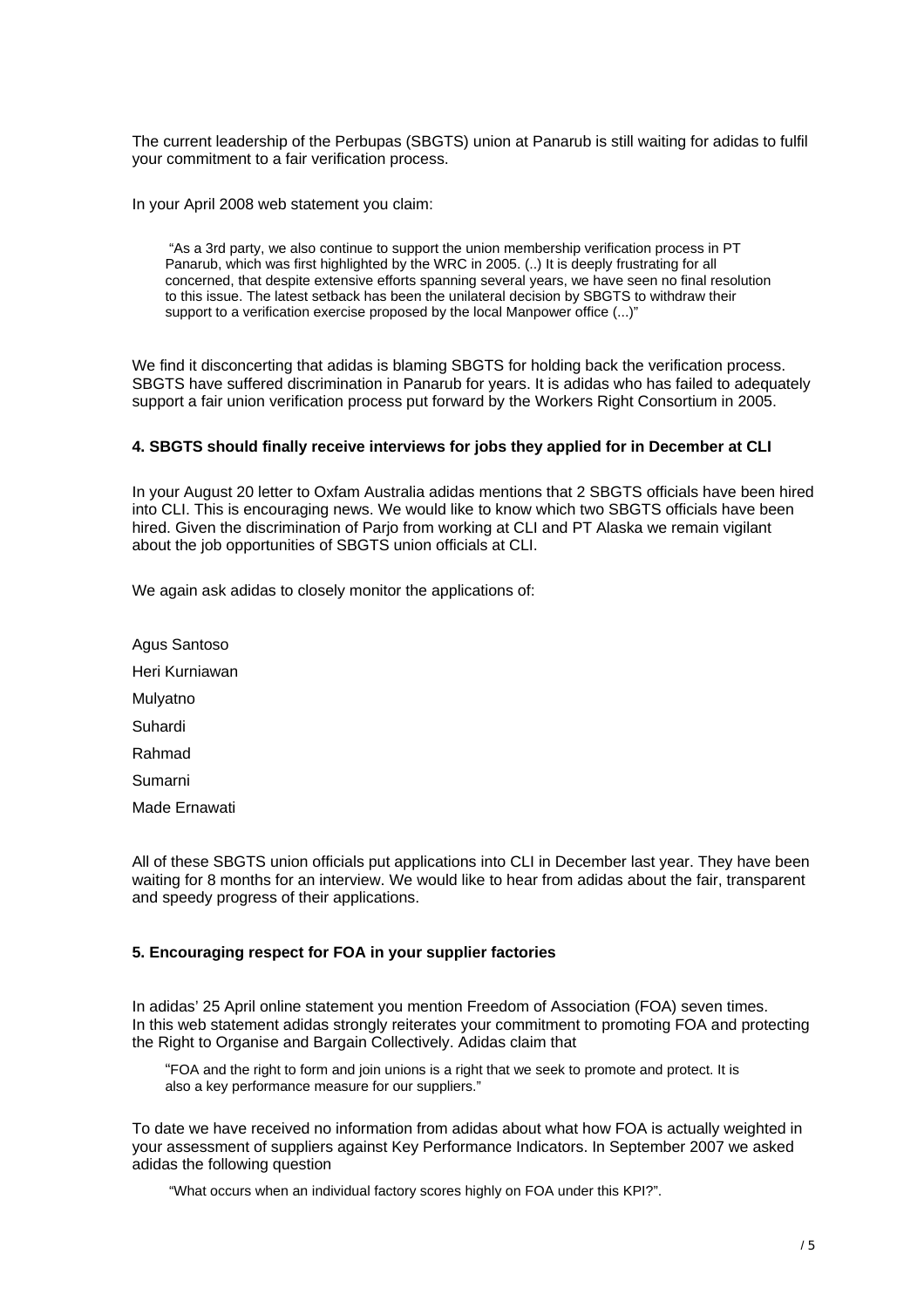The current leadership of the Perbupas (SBGTS) union at Panarub is still waiting for adidas to fulfil your commitment to a fair verification process.

In your April 2008 web statement you claim:

> "As a 3rd party, we also continue to support the union membership verification process in PT Panarub, which was first highlighted by the WRC in 2005. (..) It is deeply frustrating for all concerned, that despite extensive efforts spanning several years, we have seen no final resolution to this issue. The latest setback has been the unilateral decision by SBGTS to withdraw their support to a verification exercise proposed by the local Manpower office (...)"

We find it disconcerting that adidas is blaming SBGTS for holding back the verification process. SBGTS have suffered discrimination in Panarub for years. It is adidas who has failed to adequately support a fair union verification process put forward by the Workers Right Consortium in 2005.

**4. SBGTS should finally receive interviews for jobs they applied for in December at CLI**

In your August 20 letter to Oxfam Australia adidas mentions that 2 SBGTS officials have been hired into CLI. This is encouraging news. We would like to know which two SBGTS officials have been hired. Given the discrimination of Parjo from working at CLI and PT Alaska we remain vigilant about the job opportunities of SBGTS union officials at CLI.

We again ask adidas to closely monitor the applications of:

Agus Santoso

Heri Kurniawan

Mulyatno

Suhardi

Rahmad

Sumarni

Made Ernawati

All of these SBGTS union officials put applications into CLI in December last year. They have been waiting for 8 months for an interview. We would like to hear from adidas about the fair, transparent and speedy progress of their applications.

**5. Encouraging respect for FOA in your supplier factories**

In adidas' 25 April online statement you mention Freedom of Association (FOA) seven times. In this web statement adidas strongly reiterates your commitment to promoting FOA and protecting the Right to Organise and Bargain Collectively. Adidas claim that

> "FOA and the right to form and join unions is a right that we seek to promote and protect. It is also a key performance measure for our suppliers."

To date we have received no information from adidas about what how FOA is actually weighted in your assessment of suppliers against Key Performance Indicators. In September 2007 we asked adidas the following question

> "What occurs when an individual factory scores highly on FOA under this KPI?".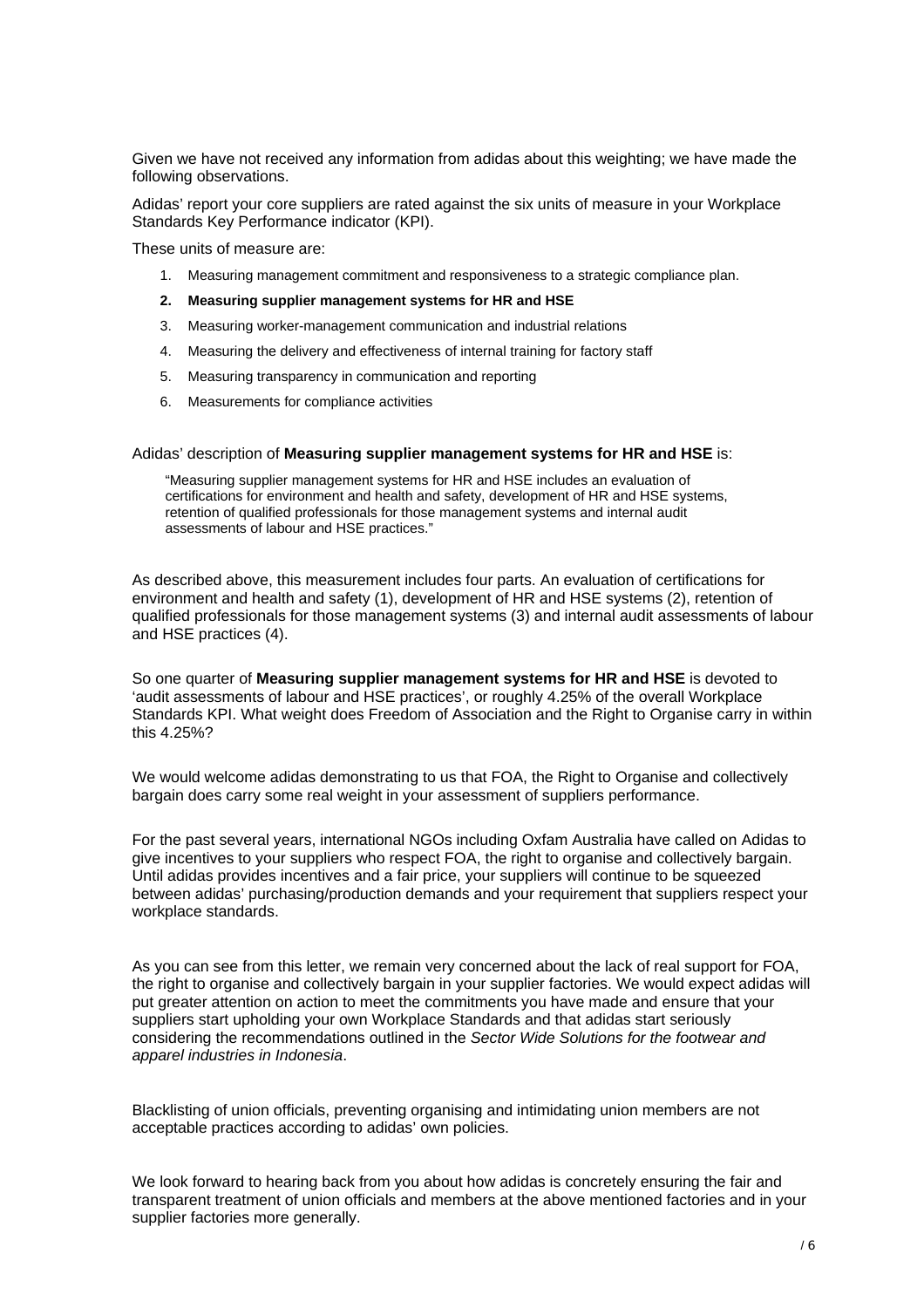Given we have not received any information from adidas about this weighting; we have made the following observations.

Adidas' report your core suppliers are rated against the six units of measure in your Workplace Standards Key Performance indicator (KPI).

These units of measure are:

1. Measuring management commitment and responsiveness to a strategic compliance plan.
2. **Measuring supplier management systems for HR and HSE**
3. Measuring worker-management communication and industrial relations
4. Measuring the delivery and effectiveness of internal training for factory staff
5. Measuring transparency in communication and reporting
6. Measurements for compliance activities

Adidas' description of **Measuring supplier management systems for HR and HSE** is:

> "Measuring supplier management systems for HR and HSE includes an evaluation of certifications for environment and health and safety, development of HR and HSE systems, retention of qualified professionals for those management systems and internal audit assessments of labour and HSE practices."

As described above, this measurement includes four parts. An evaluation of certifications for environment and health and safety (1), development of HR and HSE systems (2), retention of qualified professionals for those management systems (3) and internal audit assessments of labour and HSE practices (4).

So one quarter of **Measuring supplier management systems for HR and HSE** is devoted to 'audit assessments of labour and HSE practices', or roughly 4.25% of the overall Workplace Standards KPI. What weight does Freedom of Association and the Right to Organise carry in within this 4.25%?

We would welcome adidas demonstrating to us that FOA, the Right to Organise and collectively bargain does carry some real weight in your assessment of suppliers performance.

For the past several years, international NGOs including Oxfam Australia have called on Adidas to give incentives to your suppliers who respect FOA, the right to organise and collectively bargain. Until adidas provides incentives and a fair price, your suppliers will continue to be squeezed between adidas' purchasing/production demands and your requirement that suppliers respect your workplace standards.

As you can see from this letter, we remain very concerned about the lack of real support for FOA, the right to organise and collectively bargain in your supplier factories. We would expect adidas will put greater attention on action to meet the commitments you have made and ensure that your suppliers start upholding your own Workplace Standards and that adidas start seriously considering the recommendations outlined in the *Sector Wide Solutions for the footwear and apparel industries in Indonesia*.

Blacklisting of union officials, preventing organising and intimidating union members are not acceptable practices according to adidas' own policies.

We look forward to hearing back from you about how adidas is concretely ensuring the fair and transparent treatment of union officials and members at the above mentioned factories and in your supplier factories more generally.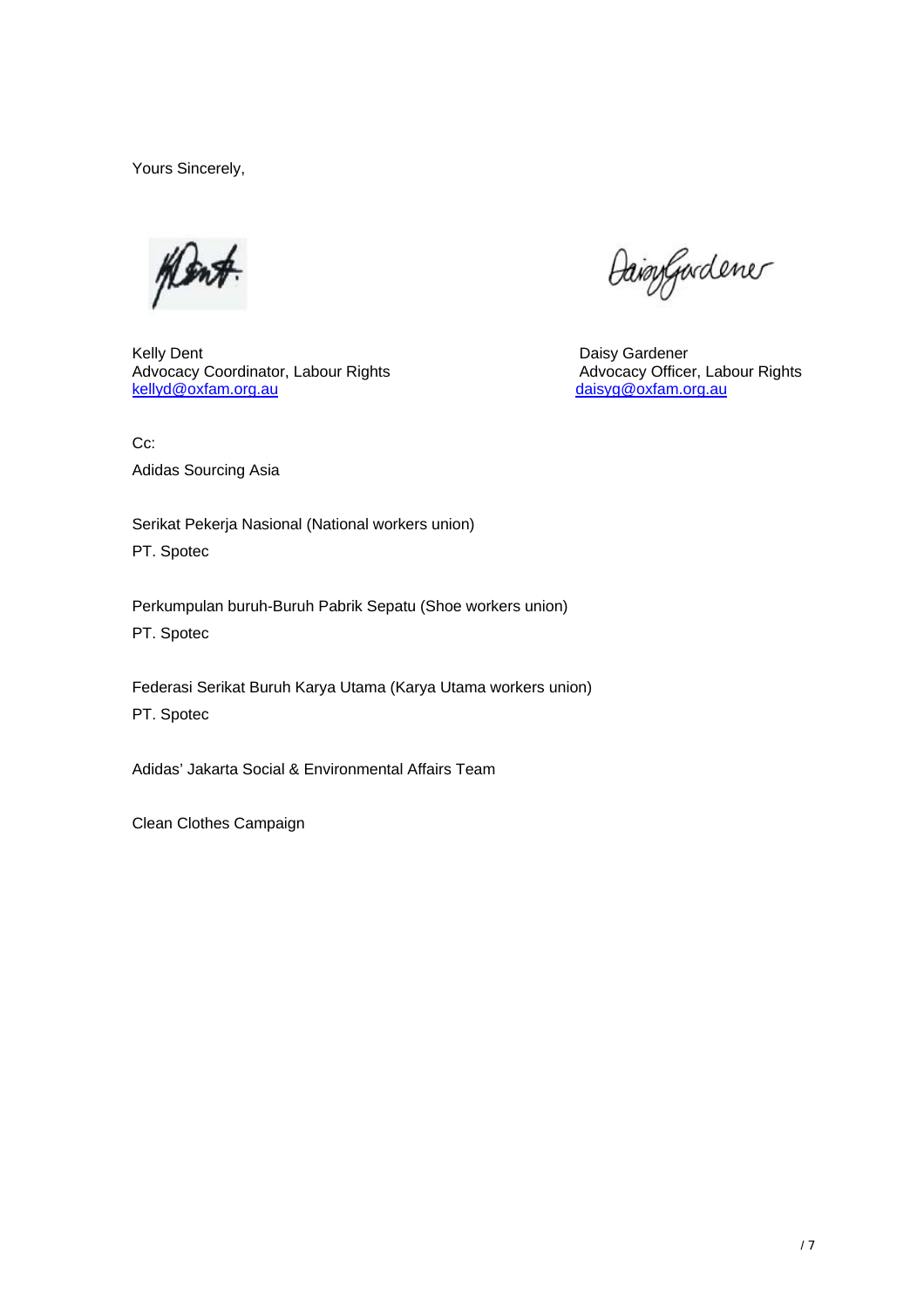Yours Sincerely,

Kelly Dent
Advocacy Coordinator, Labour Rights
kellyd@oxfam.org.au

Daisy Gardener
Advocacy Officer, Labour Rights
daisyg@oxfam.org.au

Cc:

Adidas Sourcing Asia

Serikat Pekerja Nasional (National workers union)
PT. Spotec

Perkumpulan buruh-Buruh Pabrik Sepatu (Shoe workers union)
PT. Spotec

Federasi Serikat Buruh Karya Utama (Karya Utama workers union)
PT. Spotec

Adidas' Jakarta Social & Environmental Affairs Team

Clean Clothes Campaign